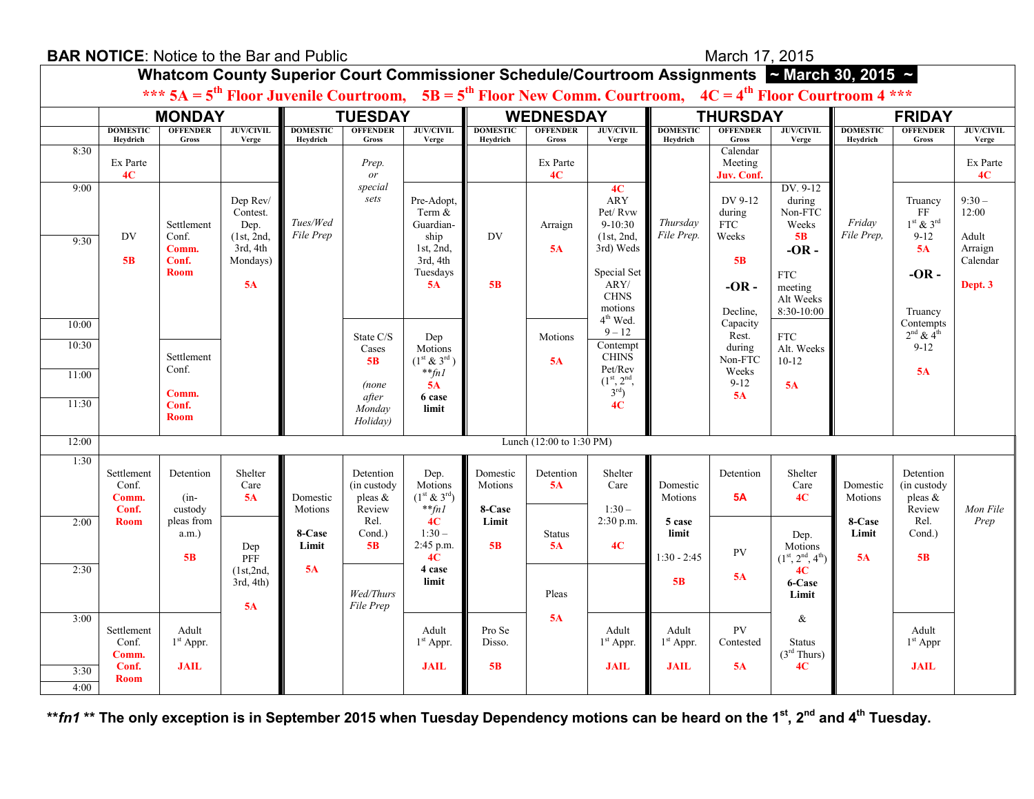**BAR NOTICE**: Notice to the Bar and Public March 17, 2015

# Whatcom County Superior Court Commissioner Schedule/Courtroom Assignments ~ March 30, 2015 ~

**\*\*\* 5A = 5th Floor Juvenile Courtroom, 5B = 5th Floor New Comm. Courtroom, 4C = 4th Floor Courtroom 4 \*\*\***

| | MONDAY | | | TUESDAY | | | WEDNESDAY | | | THURSDAY | | | FRIDAY | | |
|---|---|---|---|---|---|---|---|---|---|---|---|---|---|---|---|
| | DOMESTIC Heydrich | OFFENDER Gross | JUV/CIVIL Verge | DOMESTIC Heydrich | OFFENDER Gross | JUV/CIVIL Verge | DOMESTIC Heydrich | OFFENDER Gross | JUV/CIVIL Verge | DOMESTIC Heydrich | OFFENDER Gross | JUV/CIVIL Verge | DOMESTIC Heydrich | OFFENDER Gross | JUV/CIVIL Verge |
| 8:30 | Ex Parte 4C | | | *Tues/Wed File Prep* | *Prep. or special sets* | | | Ex Parte 4C | | *Thursday File Prep.* | Calendar Meeting Juv. Conf. | | *Friday File Prep,* | | Ex Parte 4C |
| 9:00 – 10:00 | DV 5B | Settlement Conf. Comm. Conf. Room | Dep Rev/ Contest. Dep. (1st, 2nd, 3rd, 4th Mondays) 5A | | | Pre-Adopt, Term & Guardian-ship 1st, 2nd, 3rd, 4th Tuesdays 5A | DV 5B | Arraign 5A | 4C ARY Pet/ Rvw 9-10:30 (1st, 2nd, 3rd) Weds; Special Set ARY/ CHNS motions 4th Wed. 9 – 12 | | DV 9-12 during FTC Weeks 5B -OR - Decline, Capacity Rest. during Non-FTC Weeks 9-12 5A | DV. 9-12 during Non-FTC Weeks 5B -OR - FTC meeting Alt Weeks 8:30-10:00 | | Truancy FF 1st & 3rd 9-12 5A -OR - Truancy Contempts 2nd & 4th 9-12 5A | 9:30 – 12:00 Adult Arraign Calendar Dept. 3 |
| 10:00 – 12:00 | | Settlement Conf. Comm. Conf. Room | | | State C/S Cases 5B *(none after Monday Holiday)* | Dep Motions (1st & 3rd) \*\**fn1* 5A 6 case limit | | Motions 5A | Contempt CHINS Pet/Rev (1st, 2nd, 3rd) 4C | | | FTC Alt. Weeks 10-12 5A | | | |
| 12:00 | Lunch (12:00 to 1:30 PM) | | | | | | | | | | | | | | |
| 1:30 | Settlement Conf. Comm. Conf. Room | Detention (in-custody pleas from a.m.) 5B | Shelter Care 5A | Domestic Motions 8-Case Limit 5A | Detention (in custody pleas & Review Rel. Cond.) 5B | Dep. Motions (1st & 3rd) \*\**fn1* 4C 1:30 – 2:45 p.m. 4C 4 case limit | Domestic Motions 8-Case Limit 5B | Detention 5A | Shelter Care 1:30 – 2:30 p.m. 4C | Domestic Motions 5 case limit 1:30 - 2:45 5B | Detention 5A | Shelter Care 4C | Domestic Motions 8-Case Limit 5A | Detention (in custody pleas & Review Rel. Cond.) 5B | *Mon File Prep* |
| 2:00 | | | Dep PFF (1st,2nd, 3rd, 4th) 5A | | | | | Status 5A | | | PV 5A | Dep. Motions (1st, 2nd, 4th) 4C 6-Case Limit & Status (3rd Thurs) 4C | | | |
| 2:30 | | | | | *Wed/Thurs File Prep* | | | Pleas 5A | | | | | | | |
| 3:00 – 4:00 | Settlement Conf. Comm. Conf. Room | Adult 1st Appr. JAIL | | | | Adult 1st Appr. JAIL | Pro Se Disso. 5B | | Adult 1st Appr. JAIL | Adult 1st Appr. JAIL | PV Contested 5A | | | Adult 1st Appr JAIL | |

**\*\*fn1 \*\* The only exception is in September 2015 when Tuesday Dependency motions can be heard on the 1st, 2nd and 4th Tuesday.**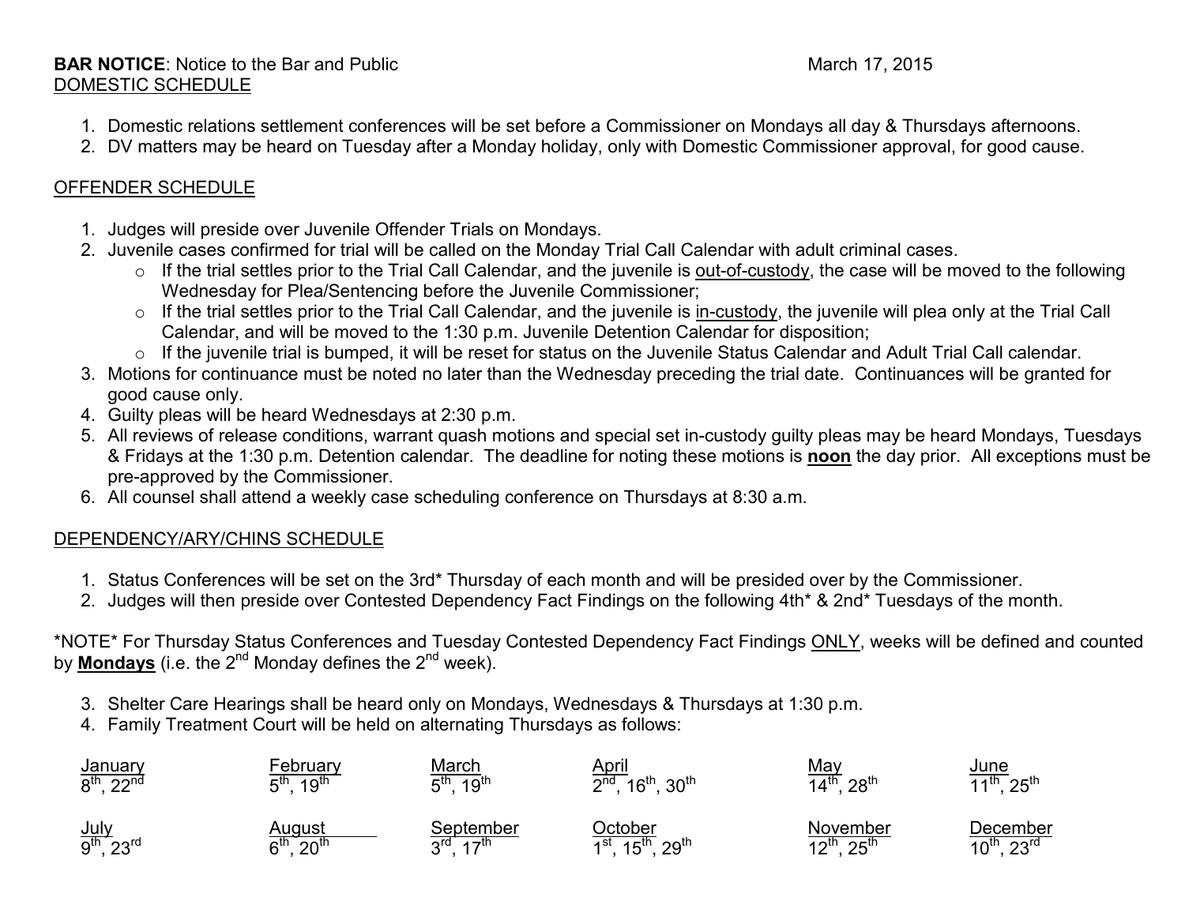**BAR NOTICE**: Notice to the Bar and Public March 17, 2015

DOMESTIC SCHEDULE

1. Domestic relations settlement conferences will be set before a Commissioner on Mondays all day & Thursdays afternoons.
2. DV matters may be heard on Tuesday after a Monday holiday, only with Domestic Commissioner approval, for good cause.

OFFENDER SCHEDULE

1. Judges will preside over Juvenile Offender Trials on Mondays.
2. Juvenile cases confirmed for trial will be called on the Monday Trial Call Calendar with adult criminal cases.
   - If the trial settles prior to the Trial Call Calendar, and the juvenile is out-of-custody, the case will be moved to the following Wednesday for Plea/Sentencing before the Juvenile Commissioner;
   - If the trial settles prior to the Trial Call Calendar, and the juvenile is in-custody, the juvenile will plea only at the Trial Call Calendar, and will be moved to the 1:30 p.m. Juvenile Detention Calendar for disposition;
   - If the juvenile trial is bumped, it will be reset for status on the Juvenile Status Calendar and Adult Trial Call calendar.
3. Motions for continuance must be noted no later than the Wednesday preceding the trial date. Continuances will be granted for good cause only.
4. Guilty pleas will be heard Wednesdays at 2:30 p.m.
5. All reviews of release conditions, warrant quash motions and special set in-custody guilty pleas may be heard Mondays, Tuesdays & Fridays at the 1:30 p.m. Detention calendar. The deadline for noting these motions is **noon** the day prior. All exceptions must be pre-approved by the Commissioner.
6. All counsel shall attend a weekly case scheduling conference on Thursdays at 8:30 a.m.

DEPENDENCY/ARY/CHINS SCHEDULE

1. Status Conferences will be set on the 3rd* Thursday of each month and will be presided over by the Commissioner.
2. Judges will then preside over Contested Dependency Fact Findings on the following 4th* & 2nd* Tuesdays of the month.

*NOTE* For Thursday Status Conferences and Tuesday Contested Dependency Fact Findings ONLY, weeks will be defined and counted by **Mondays** (i.e. the 2nd Monday defines the 2nd week).

3. Shelter Care Hearings shall be heard only on Mondays, Wednesdays & Thursdays at 1:30 p.m.
4. Family Treatment Court will be held on alternating Thursdays as follows:

| January | February | March | April | May | June |
|---|---|---|---|---|---|
| 8th, 22nd | 5th, 19th | 5th, 19th | 2nd, 16th, 30th | 14th, 28th | 11th, 25th |
| **July** | **August** | **September** | **October** | **November** | **December** |
| 9th, 23rd | 6th, 20th | 3rd, 17th | 1st, 15th, 29th | 12th, 25th | 10th, 23rd |